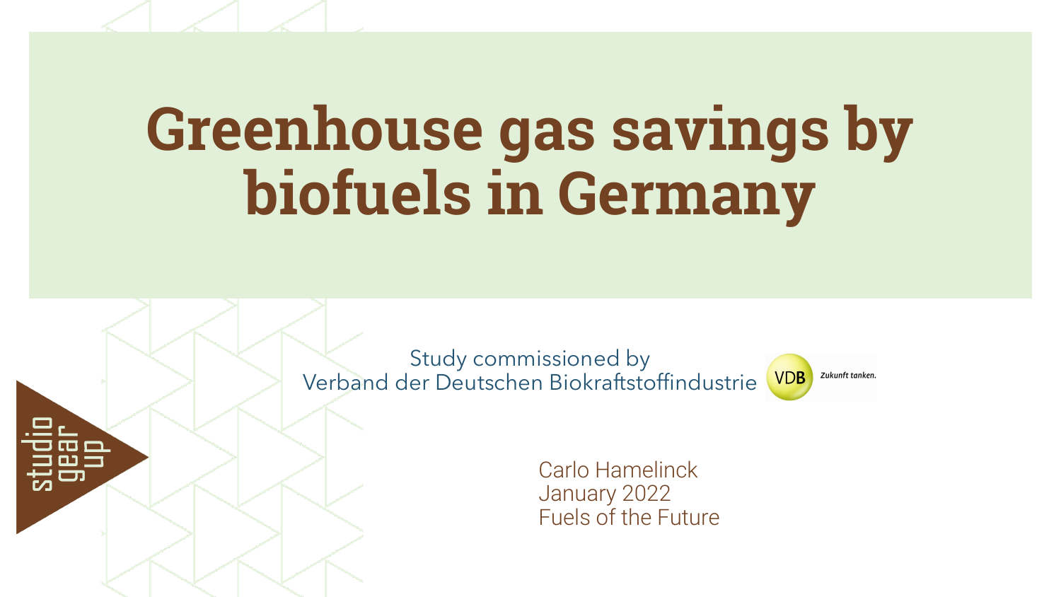# Greenhouse gas savings by biofuels in Germany

Study commissioned by
Verband der Deutschen Biokraftstoffindustrie

VDB Zukunft tanken.

studio gear up

Carlo Hamelinck
January 2022
Fuels of the Future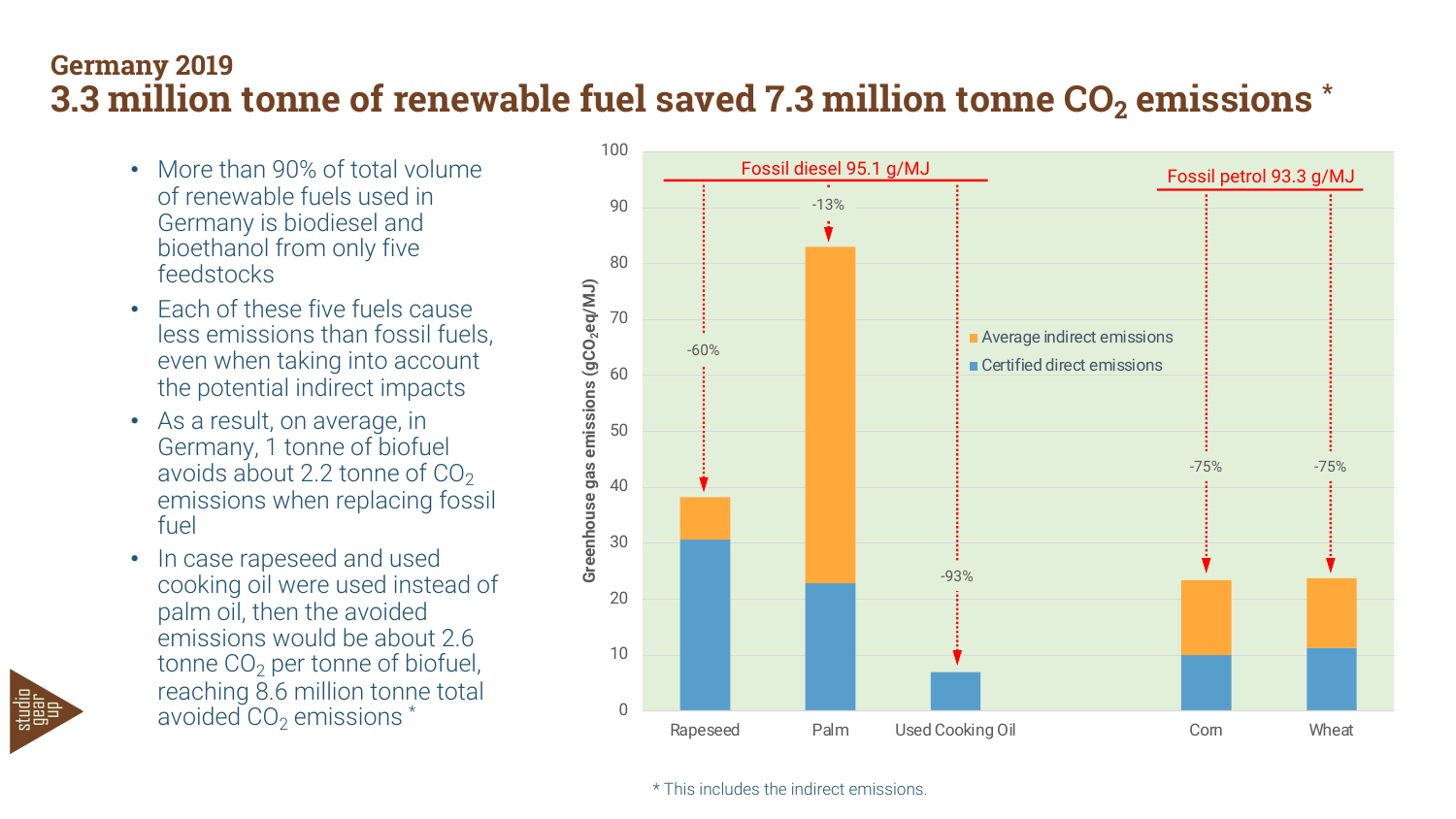## Germany 2019

# 3.3 million tonne of renewable fuel saved 7.3 million tonne $CO_2$ emissions *

- More than 90% of total volume of renewable fuels used in Germany is biodiesel and bioethanol from only five feedstocks
- Each of these five fuels cause less emissions than fossil fuels, even when taking into account the potential indirect impacts
- As a result, on average, in Germany, 1 tonne of biofuel avoids about 2.2 tonne of $CO_2$ emissions when replacing fossil fuel
- In case rapeseed and used cooking oil were used instead of palm oil, then the avoided emissions would be about 2.6 tonne $CO_2$ per tonne of biofuel, reaching 8.6 million tonne total avoided $CO_2$ emissions *

Greenhouse gas emissions ($gCO_2eq/MJ$)

Fossil diesel 95.1 g/MJ | Fossil petrol 93.3 g/MJ

Average indirect emissions | Certified direct emissions

| Feedstock | Reduction vs fossil |
| --- | --- |
| Rapeseed | -60% |
| Palm | -13% |
| Used Cooking Oil | -93% |
| Corn | -75% |
| Wheat | -75% |

\* This includes the indirect emissions.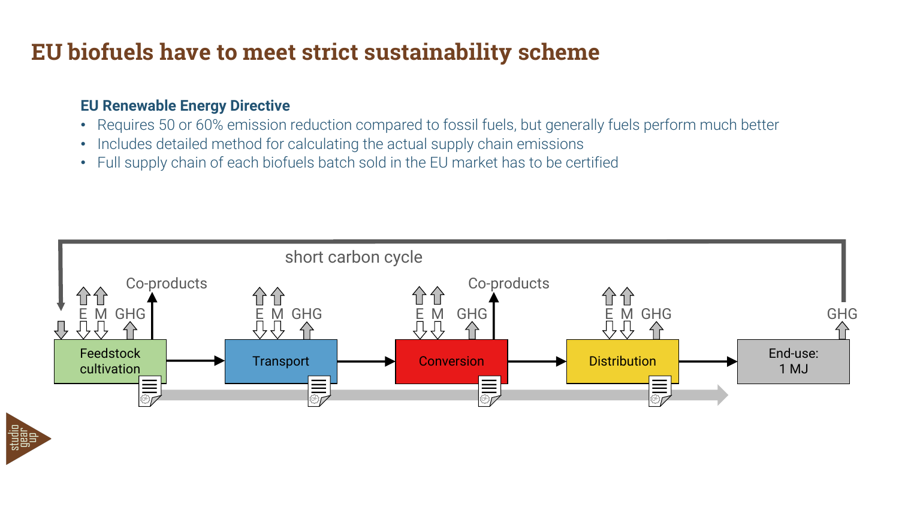# EU biofuels have to meet strict sustainability scheme

### EU Renewable Energy Directive

- Requires 50 or 60% emission reduction compared to fossil fuels, but generally fuels perform much better
- Includes detailed method for calculating the actual supply chain emissions
- Full supply chain of each biofuels batch sold in the EU market has to be certified

short carbon cycle

Co-products

E M GHG

Feedstock cultivation

E M GHG

Transport

Co-products

E M GHG

Conversion

E M GHG

Distribution

GHG

End-use: 1 MJ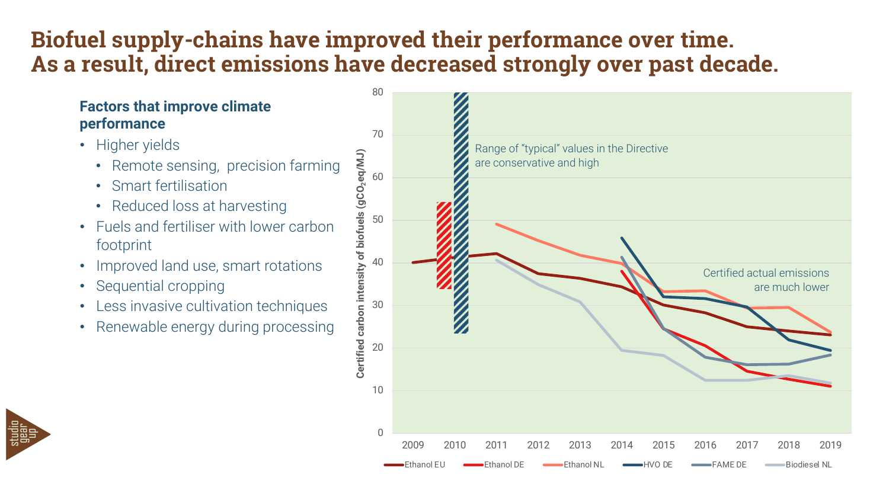# Biofuel supply-chains have improved their performance over time. As a result, direct emissions have decreased strongly over past decade.

**Factors that improve climate performance**

- Higher yields
  - Remote sensing, precision farming
  - Smart fertilisation
  - Reduced loss at harvesting
- Fuels and fertiliser with lower carbon footprint
- Improved land use, smart rotations
- Sequential cropping
- Less invasive cultivation techniques
- Renewable energy during processing

Certified carbon intensity of biofuels ($gCO_2eq/MJ$)

Range of "typical" values in the Directive are conservative and high

Certified actual emissions are much lower

Ethanol EU | Ethanol DE | Ethanol NL | HVO DE | FAME DE | Biodiesel NL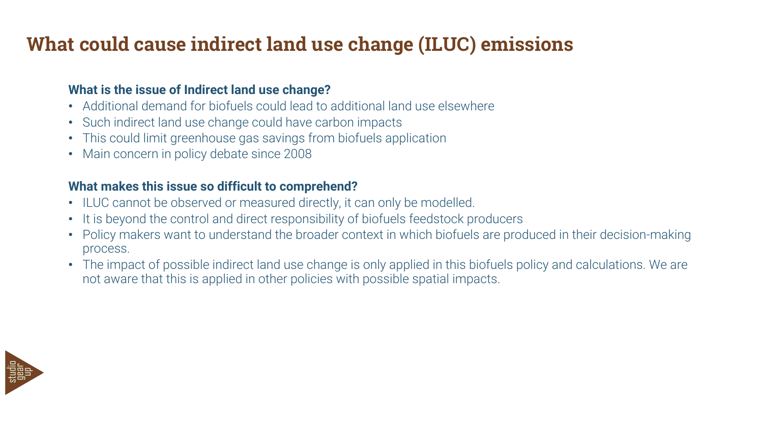# What could cause indirect land use change (ILUC) emissions

### What is the issue of Indirect land use change?

- Additional demand for biofuels could lead to additional land use elsewhere
- Such indirect land use change could have carbon impacts
- This could limit greenhouse gas savings from biofuels application
- Main concern in policy debate since 2008

### What makes this issue so difficult to comprehend?

- ILUC cannot be observed or measured directly, it can only be modelled.
- It is beyond the control and direct responsibility of biofuels feedstock producers
- Policy makers want to understand the broader context in which biofuels are produced in their decision-making process.
- The impact of possible indirect land use change is only applied in this biofuels policy and calculations. We are not aware that this is applied in other policies with possible spatial impacts.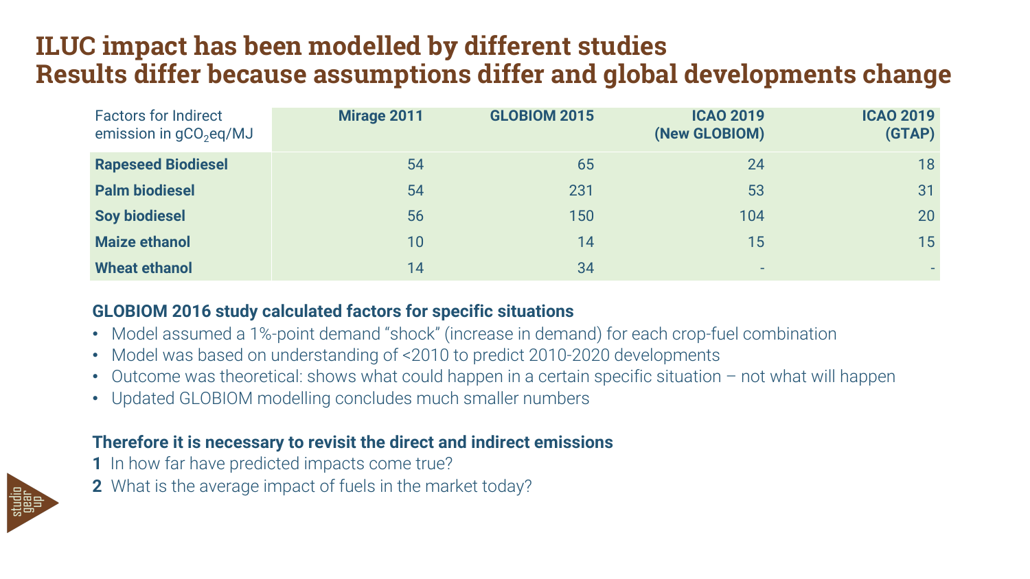# ILUC impact has been modelled by different studies
# Results differ because assumptions differ and global developments change

| Factors for Indirect emission in $gCO_2eq/MJ$ | Mirage 2011 | GLOBIOM 2015 | ICAO 2019 (New GLOBIOM) | ICAO 2019 (GTAP) |
|---|---|---|---|---|
| **Rapeseed Biodiesel** | 54 | 65 | 24 | 18 |
| **Palm biodiesel** | 54 | 231 | 53 | 31 |
| **Soy biodiesel** | 56 | 150 | 104 | 20 |
| **Maize ethanol** | 10 | 14 | 15 | 15 |
| **Wheat ethanol** | 14 | 34 | - | - |

**GLOBIOM 2016 study calculated factors for specific situations**

- Model assumed a 1%-point demand “shock” (increase in demand) for each crop-fuel combination
- Model was based on understanding of <2010 to predict 2010-2020 developments
- Outcome was theoretical: shows what could happen in a certain specific situation – not what will happen
- Updated GLOBIOM modelling concludes much smaller numbers

**Therefore it is necessary to revisit the direct and indirect emissions**

**1** In how far have predicted impacts come true?

**2** What is the average impact of fuels in the market today?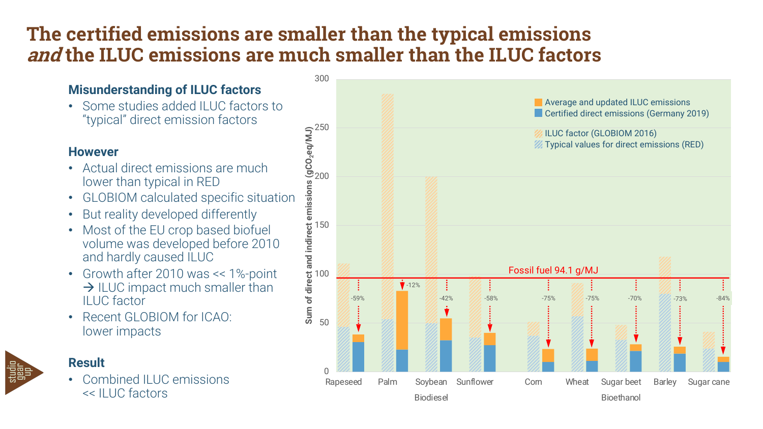# The certified emissions are smaller than the typical emissions *and* the ILUC emissions are much smaller than the ILUC factors

### Misunderstanding of ILUC factors

- Some studies added ILUC factors to "typical" direct emission factors

### However

- Actual direct emissions are much lower than typical in RED
- GLOBIOM calculated specific situation
- But reality developed differently
- Most of the EU crop based biofuel volume was developed before 2010 and hardly caused ILUC
- Growth after 2010 was << 1%-point → ILUC impact much smaller than ILUC factor
- Recent GLOBIOM for ICAO: lower impacts

### Result

- Combined ILUC emissions << ILUC factors

Sum of direct and indirect emissions ($gCO_2eq/MJ$)

- Average and updated ILUC emissions
- Certified direct emissions (Germany 2019)
- ILUC factor (GLOBIOM 2016)
- Typical values for direct emissions (RED)

Fossil fuel 94.1 g/MJ

| | Rapeseed | Palm | Soybean | Sunflower | Corn | Wheat | Sugar beet | Barley | Sugar cane |
|---|---|---|---|---|---|---|---|---|---|
| Change | -59% | -12% | -42% | -58% | -75% | -75% | -70% | -73% | -84% |

Biodiesel: Rapeseed, Palm, Soybean, Sunflower
Bioethanol: Corn, Wheat, Sugar beet, Barley, Sugar cane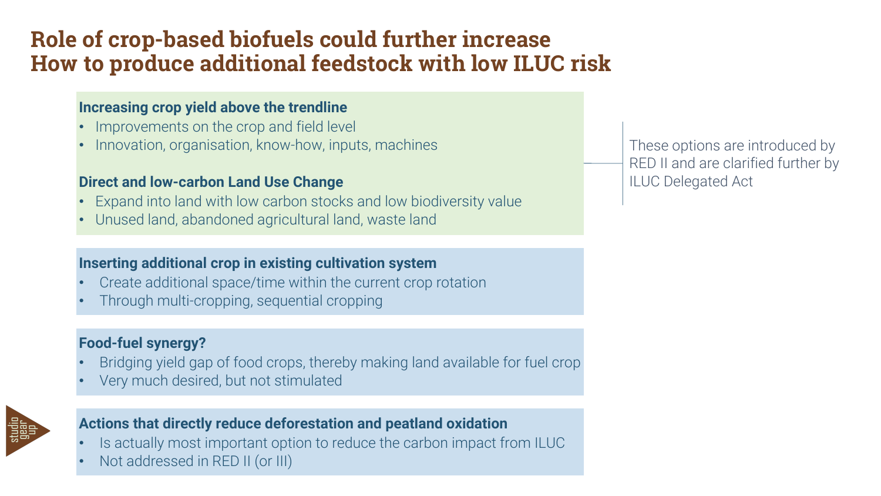# Role of crop-based biofuels could further increase
# How to produce additional feedstock with low ILUC risk

**Increasing crop yield above the trendline**

- Improvements on the crop and field level
- Innovation, organisation, know-how, inputs, machines

**Direct and low-carbon Land Use Change**

- Expand into land with low carbon stocks and low biodiversity value
- Unused land, abandoned agricultural land, waste land

These options are introduced by RED II and are clarified further by ILUC Delegated Act

**Inserting additional crop in existing cultivation system**

- Create additional space/time within the current crop rotation
- Through multi-cropping, sequential cropping

**Food-fuel synergy?**

- Bridging yield gap of food crops, thereby making land available for fuel crop
- Very much desired, but not stimulated

**Actions that directly reduce deforestation and peatland oxidation**

- Is actually most important option to reduce the carbon impact from ILUC
- Not addressed in RED II (or III)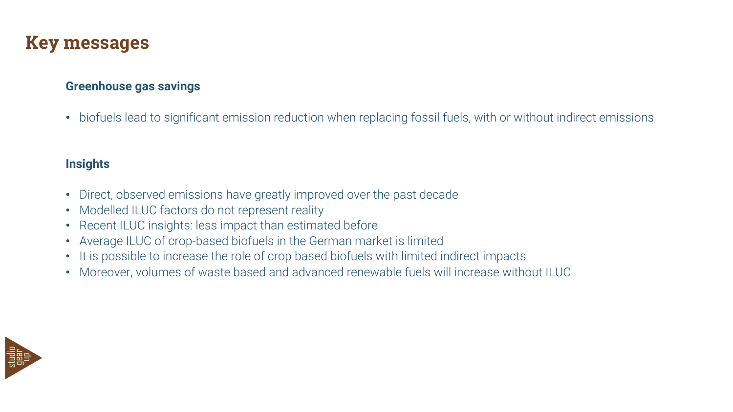# Key messages

### Greenhouse gas savings

- biofuels lead to significant emission reduction when replacing fossil fuels, with or without indirect emissions

### Insights

- Direct, observed emissions have greatly improved over the past decade
- Modelled ILUC factors do not represent reality
- Recent ILUC insights: less impact than estimated before
- Average ILUC of crop-based biofuels in the German market is limited
- It is possible to increase the role of crop based biofuels with limited indirect impacts
- Moreover, volumes of waste based and advanced renewable fuels will increase without ILUC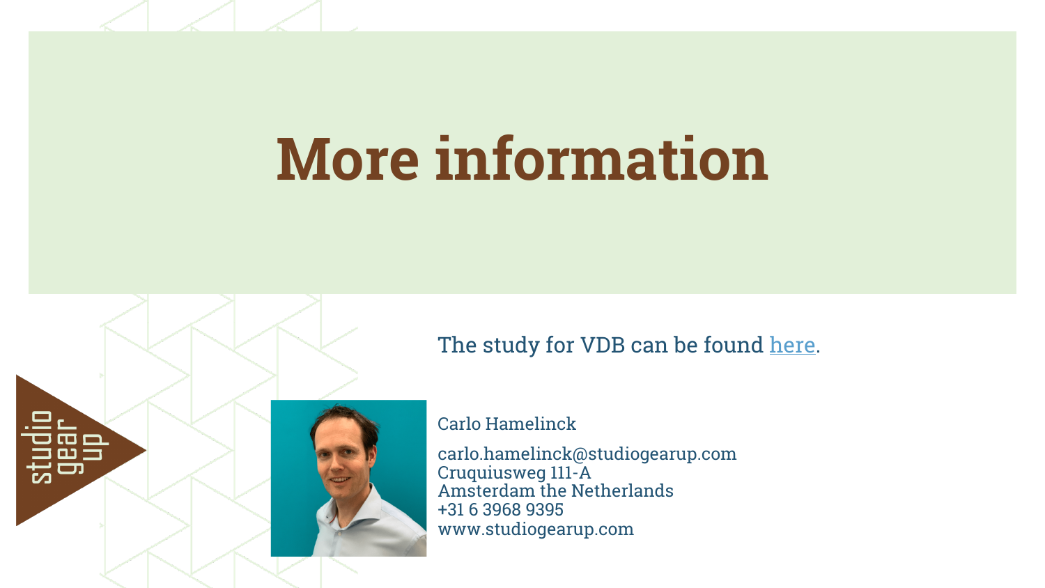# More information

The study for VDB can be found here.

Carlo Hamelinck

carlo.hamelinck@studiogearup.com
Cruquiusweg 111-A
Amsterdam the Netherlands
+31 6 3968 9395
www.studiogearup.com